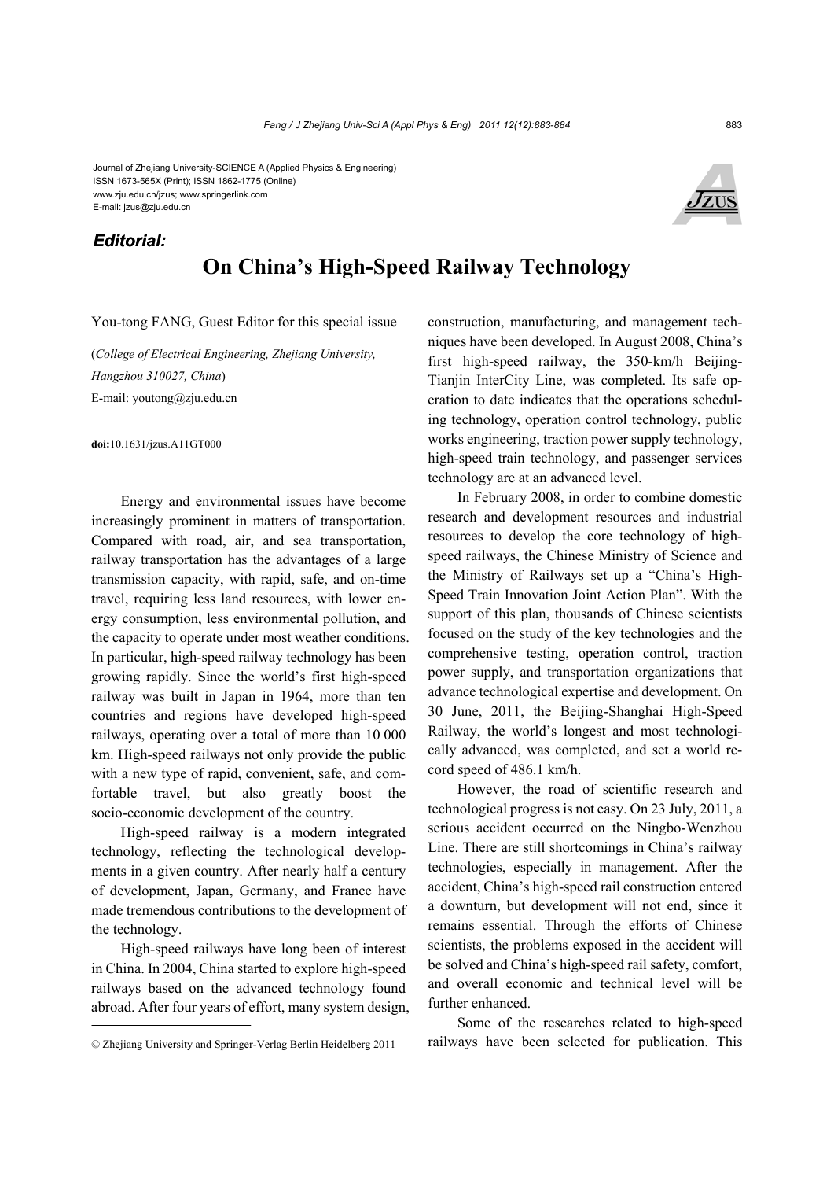Journal of Zhejiang University-SCIENCE A (Applied Physics & Engineering)
ISSN 1673-565X (Print); ISSN 1862-1775 (Online)
www.zju.edu.cn/jzus; www.springerlink.com
E-mail: jzus@zju.edu.cn

***Editorial:***

# On China's High-Speed Railway Technology

You-tong FANG, Guest Editor for this special issue

(*College of Electrical Engineering, Zhejiang University, Hangzhou 310027, China*)

E-mail: youtong@zju.edu.cn

**doi:**10.1631/jzus.A11GT000

Energy and environmental issues have become increasingly prominent in matters of transportation. Compared with road, air, and sea transportation, railway transportation has the advantages of a large transmission capacity, with rapid, safe, and on-time travel, requiring less land resources, with lower energy consumption, less environmental pollution, and the capacity to operate under most weather conditions. In particular, high-speed railway technology has been growing rapidly. Since the world's first high-speed railway was built in Japan in 1964, more than ten countries and regions have developed high-speed railways, operating over a total of more than 10 000 km. High-speed railways not only provide the public with a new type of rapid, convenient, safe, and comfortable travel, but also greatly boost the socio-economic development of the country.

High-speed railway is a modern integrated technology, reflecting the technological developments in a given country. After nearly half a century of development, Japan, Germany, and France have made tremendous contributions to the development of the technology.

High-speed railways have long been of interest in China. In 2004, China started to explore high-speed railways based on the advanced technology found abroad. After four years of effort, many system design, construction, manufacturing, and management techniques have been developed. In August 2008, China's first high-speed railway, the 350-km/h Beijing-Tianjin InterCity Line, was completed. Its safe operation to date indicates that the operations scheduling technology, operation control technology, public works engineering, traction power supply technology, high-speed train technology, and passenger services technology are at an advanced level.

In February 2008, in order to combine domestic research and development resources and industrial resources to develop the core technology of high-speed railways, the Chinese Ministry of Science and the Ministry of Railways set up a "China's High-Speed Train Innovation Joint Action Plan". With the support of this plan, thousands of Chinese scientists focused on the study of the key technologies and the comprehensive testing, operation control, traction power supply, and transportation organizations that advance technological expertise and development. On 30 June, 2011, the Beijing-Shanghai High-Speed Railway, the world's longest and most technologically advanced, was completed, and set a world record speed of 486.1 km/h.

However, the road of scientific research and technological progress is not easy. On 23 July, 2011, a serious accident occurred on the Ningbo-Wenzhou Line. There are still shortcomings in China's railway technologies, especially in management. After the accident, China's high-speed rail construction entered a downturn, but development will not end, since it remains essential. Through the efforts of Chinese scientists, the problems exposed in the accident will be solved and China's high-speed rail safety, comfort, and overall economic and technical level will be further enhanced.

Some of the researches related to high-speed railways have been selected for publication. This

© Zhejiang University and Springer-Verlag Berlin Heidelberg 2011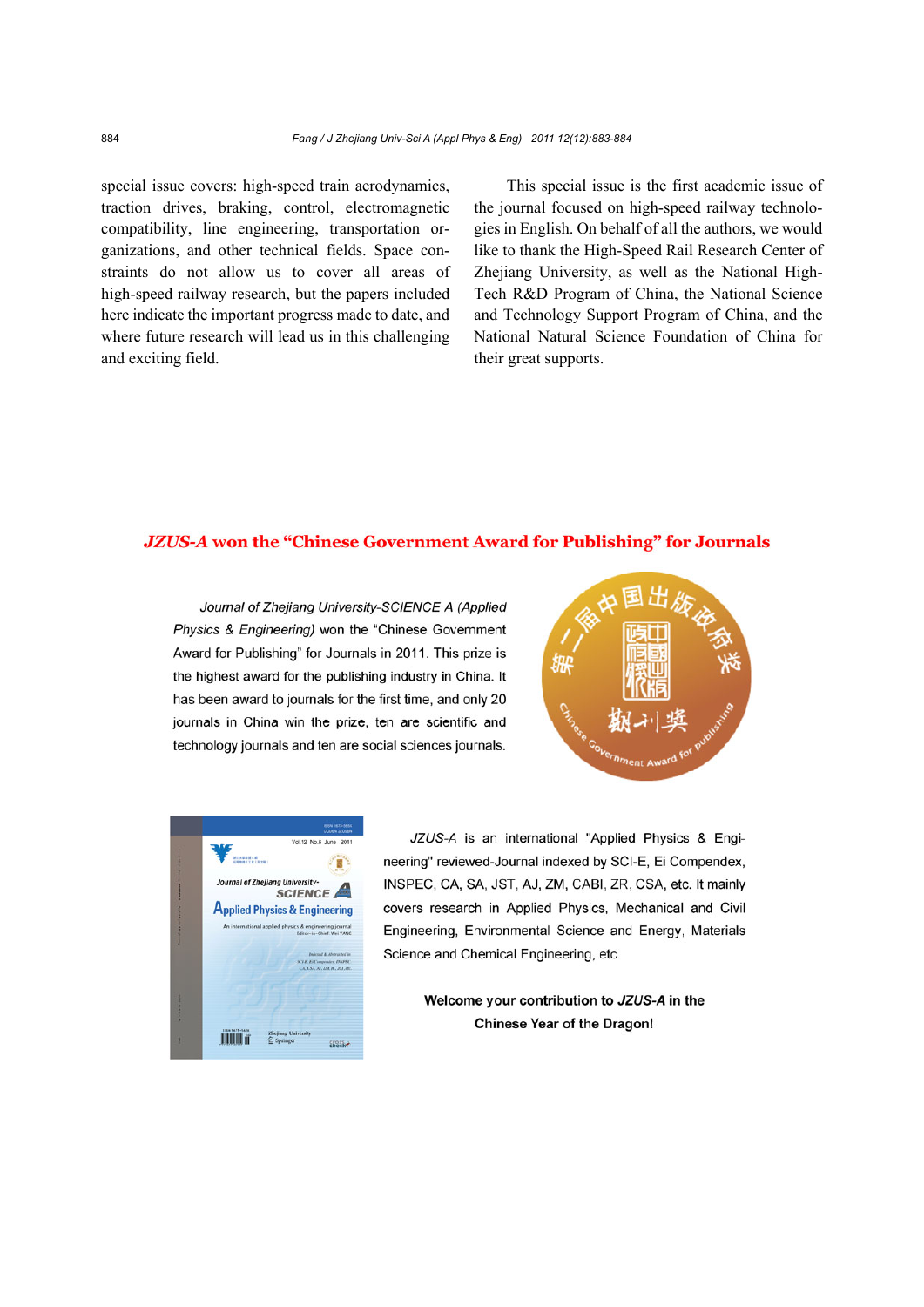special issue covers: high-speed train aerodynamics, traction drives, braking, control, electromagnetic compatibility, line engineering, transportation organizations, and other technical fields. Space constraints do not allow us to cover all areas of high-speed railway research, but the papers included here indicate the important progress made to date, and where future research will lead us in this challenging and exciting field.

This special issue is the first academic issue of the journal focused on high-speed railway technologies in English. On behalf of all the authors, we would like to thank the High-Speed Rail Research Center of Zhejiang University, as well as the National High-Tech R&D Program of China, the National Science and Technology Support Program of China, and the National Natural Science Foundation of China for their great supports.

## *JZUS-A* won the "Chinese Government Award for Publishing" for Journals

*Journal of Zhejiang University-SCIENCE A (Applied Physics & Engineering)* won the "Chinese Government Award for Publishing" for Journals in 2011. This prize is the highest award for the publishing industry in China. It has been award to journals for the first time, and only 20 journals in China win the prize, ten are scientific and technology journals and ten are social sciences journals.

*JZUS-A* is an international "Applied Physics & Engineering" reviewed-Journal indexed by SCI-E, Ei Compendex, INSPEC, CA, SA, JST, AJ, ZM, CABI, ZR, CSA, etc. It mainly covers research in Applied Physics, Mechanical and Civil Engineering, Environmental Science and Energy, Materials Science and Chemical Engineering, etc.

**Welcome your contribution to *JZUS-A* in the Chinese Year of the Dragon!**